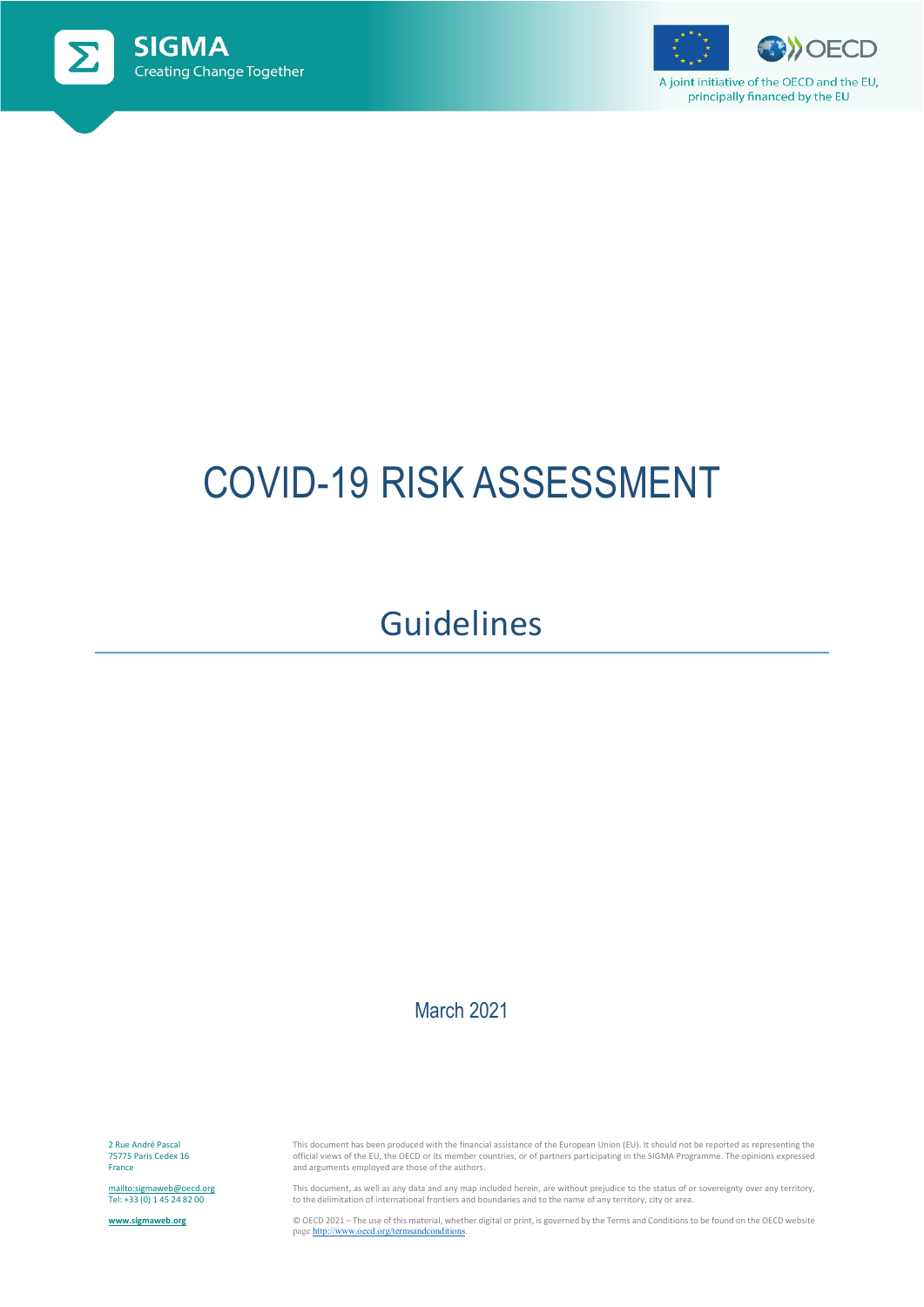SIGMA

Creating Change Together

A joint initiative of the OECD and the EU, principally financed by the EU

# COVID-19 RISK ASSESSMENT

## Guidelines

March 2021

2 Rue André Pascal
75775 Paris Cedex 16
France

mailto:sigmaweb@oecd.org
Tel: +33 (0) 1 45 24 82 00

www.sigmaweb.org

This document has been produced with the financial assistance of the European Union (EU). It should not be reported as representing the official views of the EU, the OECD or its member countries, or of partners participating in the SIGMA Programme. The opinions expressed and arguments employed are those of the authors.

This document, as well as any data and any map included herein, are without prejudice to the status of or sovereignty over any territory, to the delimitation of international frontiers and boundaries and to the name of any territory, city or area.

© OECD 2021 – The use of this material, whether digital or print, is governed by the Terms and Conditions to be found on the OECD website page http://www.oecd.org/termsandconditions.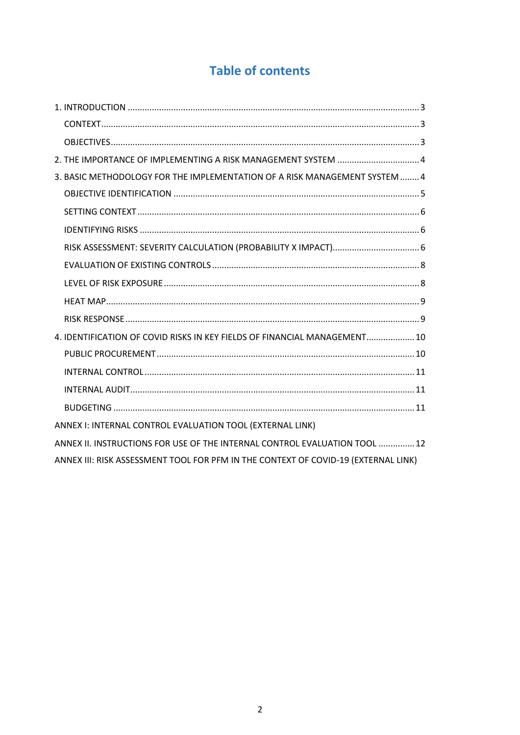# Table of contents

1. INTRODUCTION ........ 3
   - CONTEXT ........ 3
   - OBJECTIVES ........ 3
2. THE IMPORTANCE OF IMPLEMENTING A RISK MANAGEMENT SYSTEM ........ 4
3. BASIC METHODOLOGY FOR THE IMPLEMENTATION OF A RISK MANAGEMENT SYSTEM ........ 4
   - OBJECTIVE IDENTIFICATION ........ 5
   - SETTING CONTEXT ........ 6
   - IDENTIFYING RISKS ........ 6
   - RISK ASSESSMENT: SEVERITY CALCULATION (PROBABILITY X IMPACT) ........ 6
   - EVALUATION OF EXISTING CONTROLS ........ 8
   - LEVEL OF RISK EXPOSURE ........ 8
   - HEAT MAP ........ 9
   - RISK RESPONSE ........ 9
4. IDENTIFICATION OF COVID RISKS IN KEY FIELDS OF FINANCIAL MANAGEMENT ........ 10
   - PUBLIC PROCUREMENT ........ 10
   - INTERNAL CONTROL ........ 11
   - INTERNAL AUDIT ........ 11
   - BUDGETING ........ 11

ANNEX I: INTERNAL CONTROL EVALUATION TOOL (EXTERNAL LINK)

ANNEX II. INSTRUCTIONS FOR USE OF THE INTERNAL CONTROL EVALUATION TOOL ........ 12

ANNEX III: RISK ASSESSMENT TOOL FOR PFM IN THE CONTEXT OF COVID-19 (EXTERNAL LINK)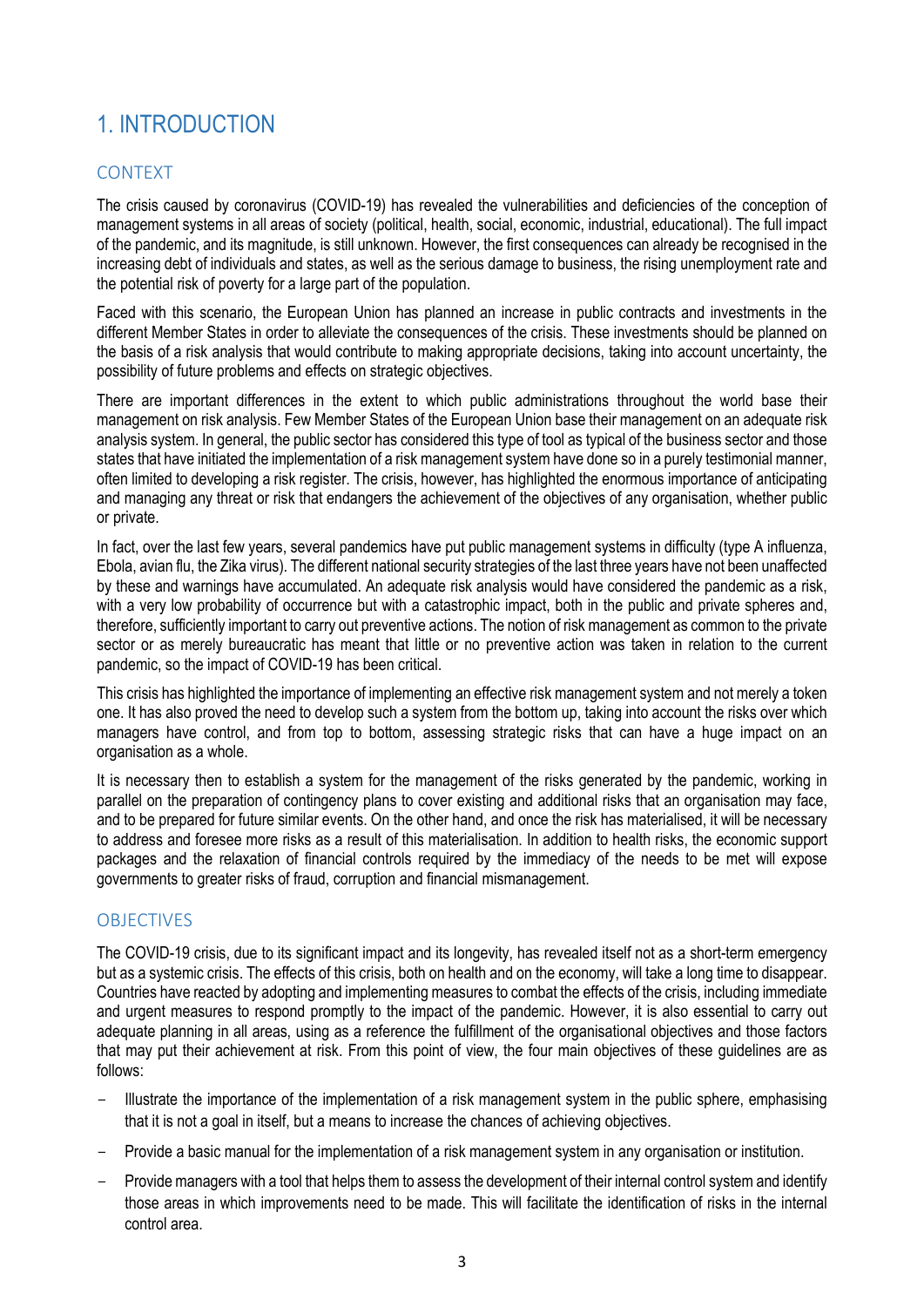# 1. INTRODUCTION

## CONTEXT

The crisis caused by coronavirus (COVID-19) has revealed the vulnerabilities and deficiencies of the conception of management systems in all areas of society (political, health, social, economic, industrial, educational). The full impact of the pandemic, and its magnitude, is still unknown. However, the first consequences can already be recognised in the increasing debt of individuals and states, as well as the serious damage to business, the rising unemployment rate and the potential risk of poverty for a large part of the population.

Faced with this scenario, the European Union has planned an increase in public contracts and investments in the different Member States in order to alleviate the consequences of the crisis. These investments should be planned on the basis of a risk analysis that would contribute to making appropriate decisions, taking into account uncertainty, the possibility of future problems and effects on strategic objectives.

There are important differences in the extent to which public administrations throughout the world base their management on risk analysis. Few Member States of the European Union base their management on an adequate risk analysis system. In general, the public sector has considered this type of tool as typical of the business sector and those states that have initiated the implementation of a risk management system have done so in a purely testimonial manner, often limited to developing a risk register. The crisis, however, has highlighted the enormous importance of anticipating and managing any threat or risk that endangers the achievement of the objectives of any organisation, whether public or private.

In fact, over the last few years, several pandemics have put public management systems in difficulty (type A influenza, Ebola, avian flu, the Zika virus). The different national security strategies of the last three years have not been unaffected by these and warnings have accumulated. An adequate risk analysis would have considered the pandemic as a risk, with a very low probability of occurrence but with a catastrophic impact, both in the public and private spheres and, therefore, sufficiently important to carry out preventive actions. The notion of risk management as common to the private sector or as merely bureaucratic has meant that little or no preventive action was taken in relation to the current pandemic, so the impact of COVID-19 has been critical.

This crisis has highlighted the importance of implementing an effective risk management system and not merely a token one. It has also proved the need to develop such a system from the bottom up, taking into account the risks over which managers have control, and from top to bottom, assessing strategic risks that can have a huge impact on an organisation as a whole.

It is necessary then to establish a system for the management of the risks generated by the pandemic, working in parallel on the preparation of contingency plans to cover existing and additional risks that an organisation may face, and to be prepared for future similar events. On the other hand, and once the risk has materialised, it will be necessary to address and foresee more risks as a result of this materialisation. In addition to health risks, the economic support packages and the relaxation of financial controls required by the immediacy of the needs to be met will expose governments to greater risks of fraud, corruption and financial mismanagement.

## OBJECTIVES

The COVID-19 crisis, due to its significant impact and its longevity, has revealed itself not as a short-term emergency but as a systemic crisis. The effects of this crisis, both on health and on the economy, will take a long time to disappear. Countries have reacted by adopting and implementing measures to combat the effects of the crisis, including immediate and urgent measures to respond promptly to the impact of the pandemic. However, it is also essential to carry out adequate planning in all areas, using as a reference the fulfillment of the organisational objectives and those factors that may put their achievement at risk. From this point of view, the four main objectives of these guidelines are as follows:

- Illustrate the importance of the implementation of a risk management system in the public sphere, emphasising that it is not a goal in itself, but a means to increase the chances of achieving objectives.
- Provide a basic manual for the implementation of a risk management system in any organisation or institution.
- Provide managers with a tool that helps them to assess the development of their internal control system and identify those areas in which improvements need to be made. This will facilitate the identification of risks in the internal control area.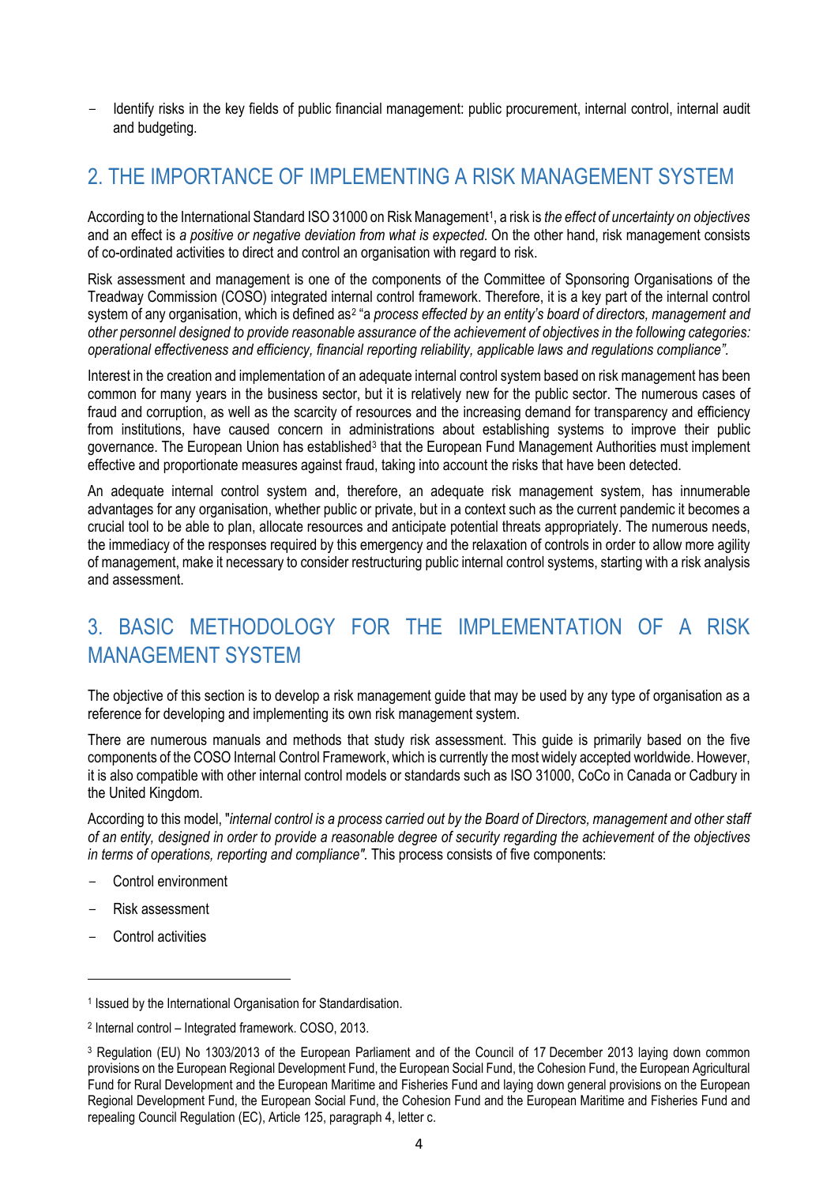- Identify risks in the key fields of public financial management: public procurement, internal control, internal audit and budgeting.

## 2. THE IMPORTANCE OF IMPLEMENTING A RISK MANAGEMENT SYSTEM

According to the International Standard ISO 31000 on Risk Management[1], a risk is *the effect of uncertainty on objectives* and an effect is *a positive or negative deviation from what is expected*. On the other hand, risk management consists of co-ordinated activities to direct and control an organisation with regard to risk.

Risk assessment and management is one of the components of the Committee of Sponsoring Organisations of the Treadway Commission (COSO) integrated internal control framework. Therefore, it is a key part of the internal control system of any organisation, which is defined as[2] "a *process effected by an entity's board of directors, management and other personnel designed to provide reasonable assurance of the achievement of objectives in the following categories: operational effectiveness and efficiency, financial reporting reliability, applicable laws and regulations compliance".*

Interest in the creation and implementation of an adequate internal control system based on risk management has been common for many years in the business sector, but it is relatively new for the public sector. The numerous cases of fraud and corruption, as well as the scarcity of resources and the increasing demand for transparency and efficiency from institutions, have caused concern in administrations about establishing systems to improve their public governance. The European Union has established[3] that the European Fund Management Authorities must implement effective and proportionate measures against fraud, taking into account the risks that have been detected.

An adequate internal control system and, therefore, an adequate risk management system, has innumerable advantages for any organisation, whether public or private, but in a context such as the current pandemic it becomes a crucial tool to be able to plan, allocate resources and anticipate potential threats appropriately. The numerous needs, the immediacy of the responses required by this emergency and the relaxation of controls in order to allow more agility of management, make it necessary to consider restructuring public internal control systems, starting with a risk analysis and assessment.

## 3. BASIC METHODOLOGY FOR THE IMPLEMENTATION OF A RISK MANAGEMENT SYSTEM

The objective of this section is to develop a risk management guide that may be used by any type of organisation as a reference for developing and implementing its own risk management system.

There are numerous manuals and methods that study risk assessment. This guide is primarily based on the five components of the COSO Internal Control Framework, which is currently the most widely accepted worldwide. However, it is also compatible with other internal control models or standards such as ISO 31000, CoCo in Canada or Cadbury in the United Kingdom.

According to this model, "*internal control is a process carried out by the Board of Directors, management and other staff of an entity, designed in order to provide a reasonable degree of security regarding the achievement of the objectives in terms of operations, reporting and compliance".* This process consists of five components:

- Control environment
- Risk assessment
- Control activities

---

[1] Issued by the International Organisation for Standardisation.

[2] Internal control – Integrated framework. COSO, 2013.

[3] Regulation (EU) No 1303/2013 of the European Parliament and of the Council of 17 December 2013 laying down common provisions on the European Regional Development Fund, the European Social Fund, the Cohesion Fund, the European Agricultural Fund for Rural Development and the European Maritime and Fisheries Fund and laying down general provisions on the European Regional Development Fund, the European Social Fund, the Cohesion Fund and the European Maritime and Fisheries Fund and repealing Council Regulation (EC), Article 125, paragraph 4, letter c.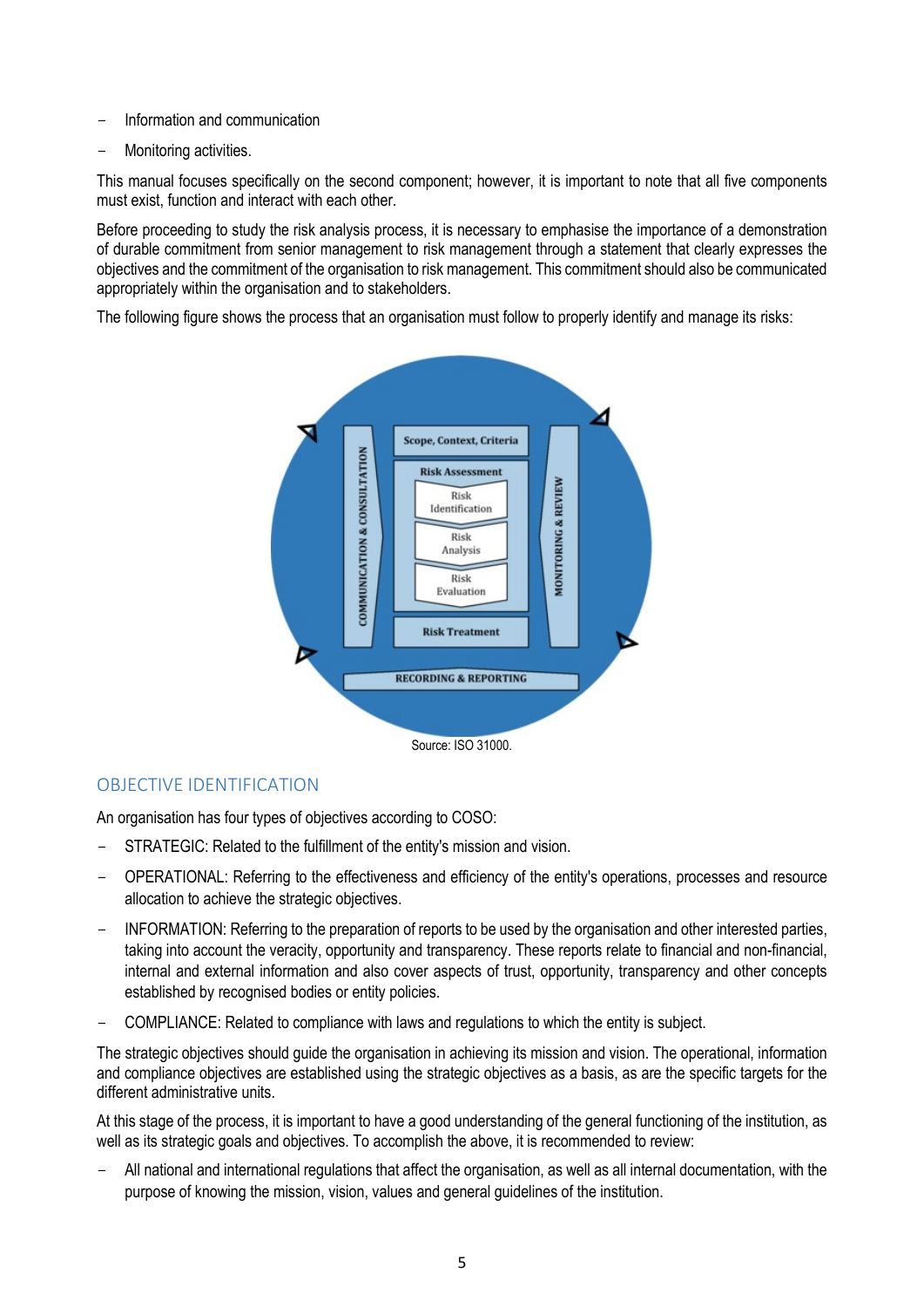- Information and communication
- Monitoring activities.

This manual focuses specifically on the second component; however, it is important to note that all five components must exist, function and interact with each other.

Before proceeding to study the risk analysis process, it is necessary to emphasise the importance of a demonstration of durable commitment from senior management to risk management through a statement that clearly expresses the objectives and the commitment of the organisation to risk management. This commitment should also be communicated appropriately within the organisation and to stakeholders.

The following figure shows the process that an organisation must follow to properly identify and manage its risks:

Scope, Context, Criteria

Risk Assessment

Risk Identification

Risk Analysis

Risk Evaluation

Risk Treatment

COMMUNICATION & CONSULTATION

MONITORING & REVIEW

RECORDING & REPORTING

Source: ISO 31000.

## OBJECTIVE IDENTIFICATION

An organisation has four types of objectives according to COSO:

- STRATEGIC: Related to the fulfillment of the entity's mission and vision.
- OPERATIONAL: Referring to the effectiveness and efficiency of the entity's operations, processes and resource allocation to achieve the strategic objectives.
- INFORMATION: Referring to the preparation of reports to be used by the organisation and other interested parties, taking into account the veracity, opportunity and transparency. These reports relate to financial and non-financial, internal and external information and also cover aspects of trust, opportunity, transparency and other concepts established by recognised bodies or entity policies.
- COMPLIANCE: Related to compliance with laws and regulations to which the entity is subject.

The strategic objectives should guide the organisation in achieving its mission and vision. The operational, information and compliance objectives are established using the strategic objectives as a basis, as are the specific targets for the different administrative units.

At this stage of the process, it is important to have a good understanding of the general functioning of the institution, as well as its strategic goals and objectives. To accomplish the above, it is recommended to review:

- All national and international regulations that affect the organisation, as well as all internal documentation, with the purpose of knowing the mission, vision, values and general guidelines of the institution.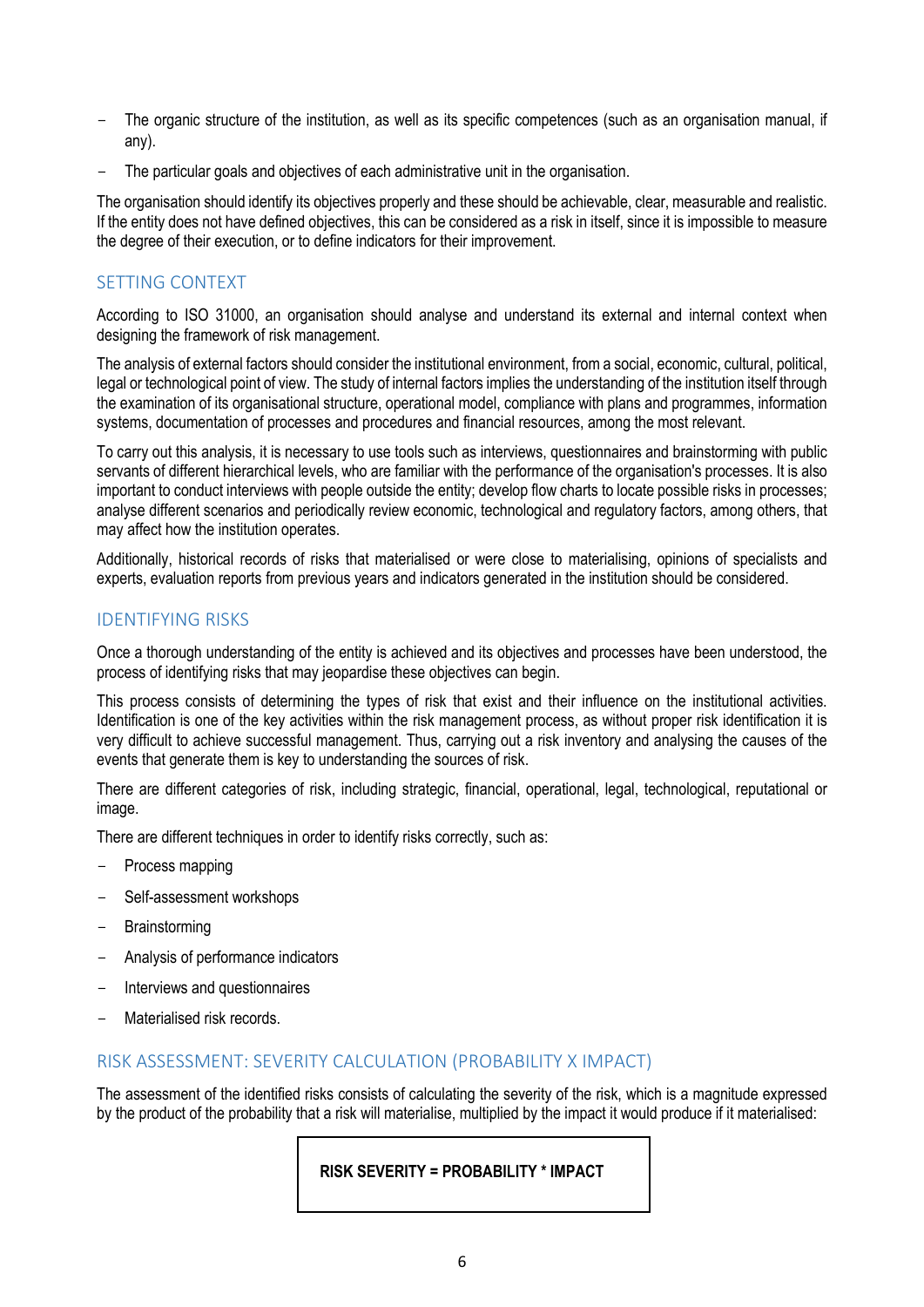- The organic structure of the institution, as well as its specific competences (such as an organisation manual, if any).
- The particular goals and objectives of each administrative unit in the organisation.

The organisation should identify its objectives properly and these should be achievable, clear, measurable and realistic. If the entity does not have defined objectives, this can be considered as a risk in itself, since it is impossible to measure the degree of their execution, or to define indicators for their improvement.

## SETTING CONTEXT

According to ISO 31000, an organisation should analyse and understand its external and internal context when designing the framework of risk management.

The analysis of external factors should consider the institutional environment, from a social, economic, cultural, political, legal or technological point of view. The study of internal factors implies the understanding of the institution itself through the examination of its organisational structure, operational model, compliance with plans and programmes, information systems, documentation of processes and procedures and financial resources, among the most relevant.

To carry out this analysis, it is necessary to use tools such as interviews, questionnaires and brainstorming with public servants of different hierarchical levels, who are familiar with the performance of the organisation's processes. It is also important to conduct interviews with people outside the entity; develop flow charts to locate possible risks in processes; analyse different scenarios and periodically review economic, technological and regulatory factors, among others, that may affect how the institution operates.

Additionally, historical records of risks that materialised or were close to materialising, opinions of specialists and experts, evaluation reports from previous years and indicators generated in the institution should be considered.

## IDENTIFYING RISKS

Once a thorough understanding of the entity is achieved and its objectives and processes have been understood, the process of identifying risks that may jeopardise these objectives can begin.

This process consists of determining the types of risk that exist and their influence on the institutional activities. Identification is one of the key activities within the risk management process, as without proper risk identification it is very difficult to achieve successful management. Thus, carrying out a risk inventory and analysing the causes of the events that generate them is key to understanding the sources of risk.

There are different categories of risk, including strategic, financial, operational, legal, technological, reputational or image.

There are different techniques in order to identify risks correctly, such as:

- Process mapping
- Self-assessment workshops
- Brainstorming
- Analysis of performance indicators
- Interviews and questionnaires
- Materialised risk records.

## RISK ASSESSMENT: SEVERITY CALCULATION (PROBABILITY X IMPACT)

The assessment of the identified risks consists of calculating the severity of the risk, which is a magnitude expressed by the product of the probability that a risk will materialise, multiplied by the impact it would produce if it materialised:

**RISK SEVERITY = PROBABILITY * IMPACT**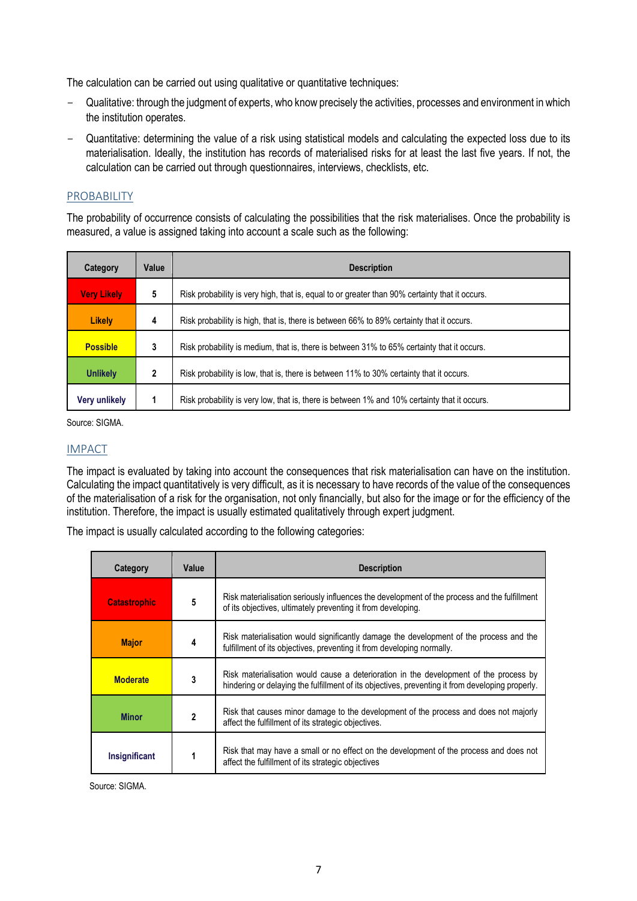The calculation can be carried out using qualitative or quantitative techniques:

- Qualitative: through the judgment of experts, who know precisely the activities, processes and environment in which the institution operates.
- Quantitative: determining the value of a risk using statistical models and calculating the expected loss due to its materialisation. Ideally, the institution has records of materialised risks for at least the last five years. If not, the calculation can be carried out through questionnaires, interviews, checklists, etc.

## PROBABILITY

The probability of occurrence consists of calculating the possibilities that the risk materialises. Once the probability is measured, a value is assigned taking into account a scale such as the following:

| Category | Value | Description |
|---|---|---|
| Very Likely | 5 | Risk probability is very high, that is, equal to or greater than 90% certainty that it occurs. |
| Likely | 4 | Risk probability is high, that is, there is between 66% to 89% certainty that it occurs. |
| Possible | 3 | Risk probability is medium, that is, there is between 31% to 65% certainty that it occurs. |
| Unlikely | 2 | Risk probability is low, that is, there is between 11% to 30% certainty that it occurs. |
| Very unlikely | 1 | Risk probability is very low, that is, there is between 1% and 10% certainty that it occurs. |

Source: SIGMA.

## IMPACT

The impact is evaluated by taking into account the consequences that risk materialisation can have on the institution. Calculating the impact quantitatively is very difficult, as it is necessary to have records of the value of the consequences of the materialisation of a risk for the organisation, not only financially, but also for the image or for the efficiency of the institution. Therefore, the impact is usually estimated qualitatively through expert judgment.

The impact is usually calculated according to the following categories:

| Category | Value | Description |
|---|---|---|
| Catastrophic | 5 | Risk materialisation seriously influences the development of the process and the fulfillment of its objectives, ultimately preventing it from developing. |
| Major | 4 | Risk materialisation would significantly damage the development of the process and the fulfillment of its objectives, preventing it from developing normally. |
| Moderate | 3 | Risk materialisation would cause a deterioration in the development of the process by hindering or delaying the fulfillment of its objectives, preventing it from developing properly. |
| Minor | 2 | Risk that causes minor damage to the development of the process and does not majorly affect the fulfillment of its strategic objectives. |
| Insignificant | 1 | Risk that may have a small or no effect on the development of the process and does not affect the fulfillment of its strategic objectives |

Source: SIGMA.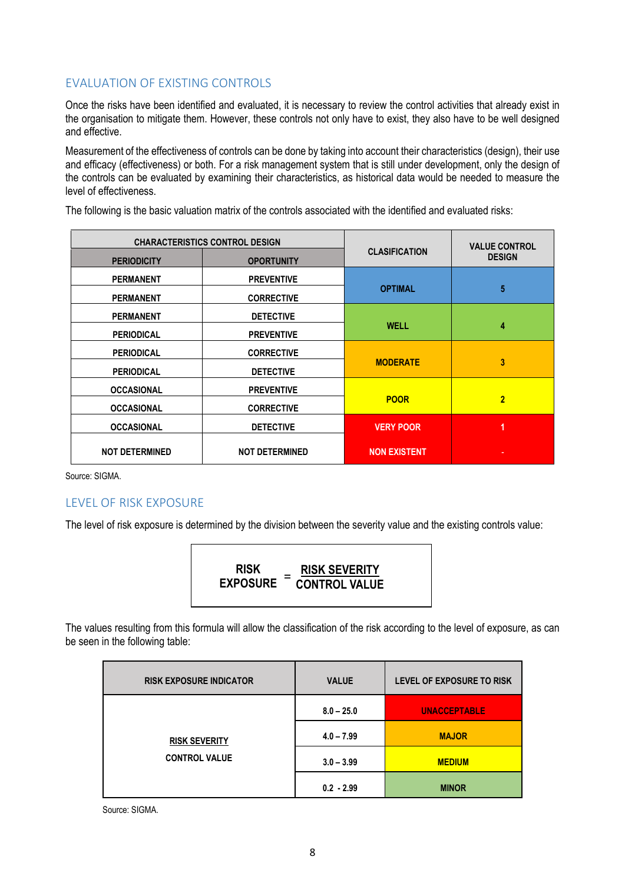## EVALUATION OF EXISTING CONTROLS

Once the risks have been identified and evaluated, it is necessary to review the control activities that already exist in the organisation to mitigate them. However, these controls not only have to exist, they also have to be well designed and effective.

Measurement of the effectiveness of controls can be done by taking into account their characteristics (design), their use and efficacy (effectiveness) or both. For a risk management system that is still under development, only the design of the controls can be evaluated by examining their characteristics, as historical data would be needed to measure the level of effectiveness.

The following is the basic valuation matrix of the controls associated with the identified and evaluated risks:

| CHARACTERISTICS CONTROL DESIGN | | CLASIFICATION | VALUE CONTROL DESIGN |
|---|---|---|---|
| PERIODICITY | OPORTUNITY | | |
| PERMANENT | PREVENTIVE | OPTIMAL | 5 |
| PERMANENT | CORRECTIVE | | |
| PERMANENT | DETECTIVE | WELL | 4 |
| PERIODICAL | PREVENTIVE | | |
| PERIODICAL | CORRECTIVE | MODERATE | 3 |
| PERIODICAL | DETECTIVE | | |
| OCCASIONAL | PREVENTIVE | POOR | 2 |
| OCCASIONAL | CORRECTIVE | | |
| OCCASIONAL | DETECTIVE | VERY POOR | 1 |
| NOT DETERMINED | NOT DETERMINED | NON EXISTENT | - |

Source: SIGMA.

## LEVEL OF RISK EXPOSURE

The level of risk exposure is determined by the division between the severity value and the existing controls value:

$$\text{RISK EXPOSURE} = \frac{\text{RISK SEVERITY}}{\text{CONTROL VALUE}}$$

The values resulting from this formula will allow the classification of the risk according to the level of exposure, as can be seen in the following table:

| RISK EXPOSURE INDICATOR | VALUE | LEVEL OF EXPOSURE TO RISK |
|---|---|---|
| $\frac{\text{RISK SEVERITY}}{\text{CONTROL VALUE}}$ | 8.0 – 25.0 | UNACCEPTABLE |
| | 4.0 – 7.99 | MAJOR |
| | 3.0 – 3.99 | MEDIUM |
| | 0.2 - 2.99 | MINOR |

Source: SIGMA.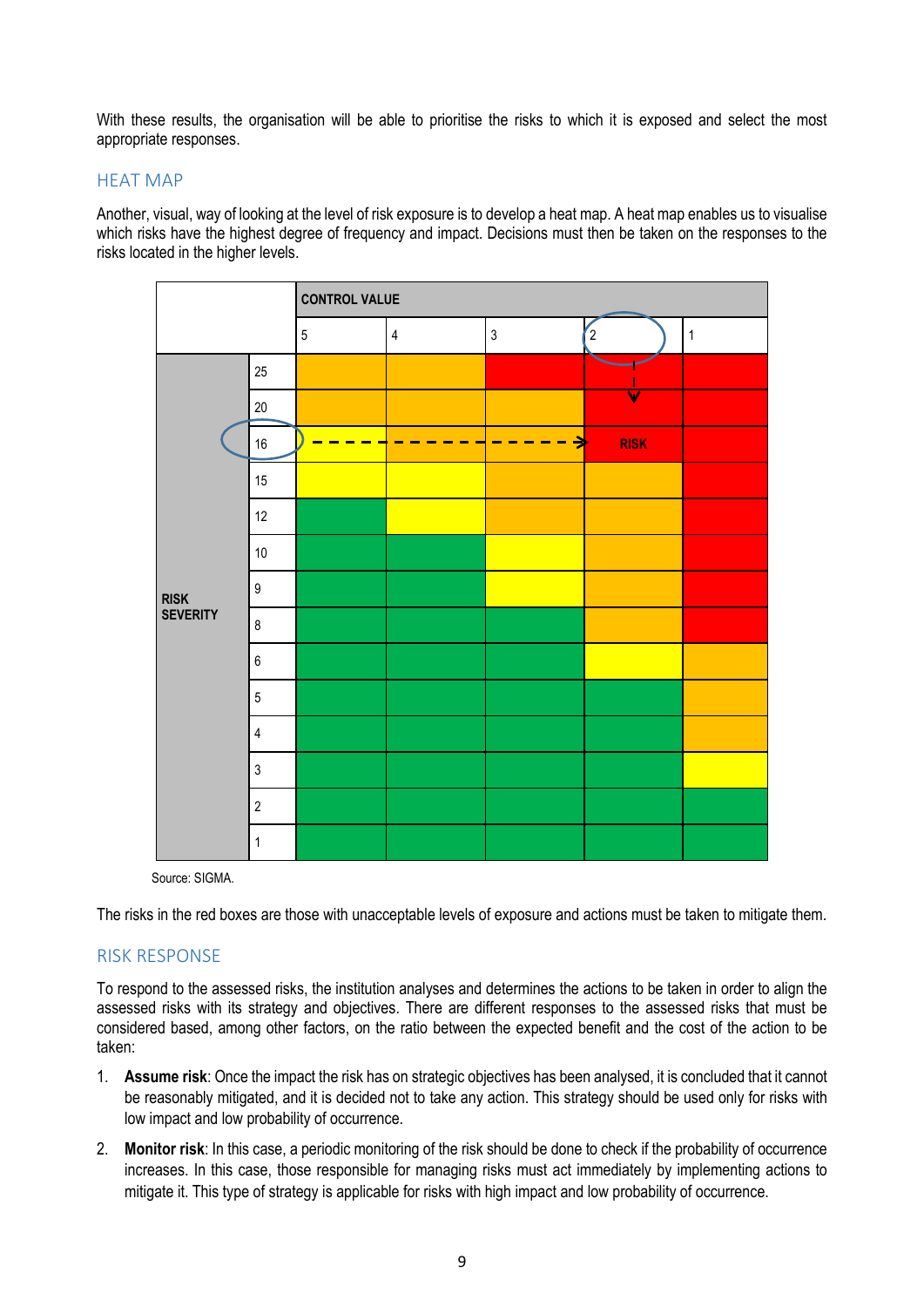With these results, the organisation will be able to prioritise the risks to which it is exposed and select the most appropriate responses.

## HEAT MAP

Another, visual, way of looking at the level of risk exposure is to develop a heat map. A heat map enables us to visualise which risks have the highest degree of frequency and impact. Decisions must then be taken on the responses to the risks located in the higher levels.

| | | CONTROL VALUE | | | | |
|---|---|---|---|---|---|---|
| | | 5 | 4 | 3 | 2 | 1 |
| RISK SEVERITY | 25 | | | | | |
| | 20 | | | | | |
| | 16 | - - - - - | - - - - - | - - - - - → | RISK | |
| | 15 | | | | | |
| | 12 | | | | | |
| | 10 | | | | | |
| | 9 | | | | | |
| | 8 | | | | | |
| | 6 | | | | | |
| | 5 | | | | | |
| | 4 | | | | | |
| | 3 | | | | | |
| | 2 | | | | | |
| | 1 | | | | | |

Source: SIGMA.

The risks in the red boxes are those with unacceptable levels of exposure and actions must be taken to mitigate them.

## RISK RESPONSE

To respond to the assessed risks, the institution analyses and determines the actions to be taken in order to align the assessed risks with its strategy and objectives. There are different responses to the assessed risks that must be considered based, among other factors, on the ratio between the expected benefit and the cost of the action to be taken:

1. **Assume risk**: Once the impact the risk has on strategic objectives has been analysed, it is concluded that it cannot be reasonably mitigated, and it is decided not to take any action. This strategy should be used only for risks with low impact and low probability of occurrence.
2. **Monitor risk**: In this case, a periodic monitoring of the risk should be done to check if the probability of occurrence increases. In this case, those responsible for managing risks must act immediately by implementing actions to mitigate it. This type of strategy is applicable for risks with high impact and low probability of occurrence.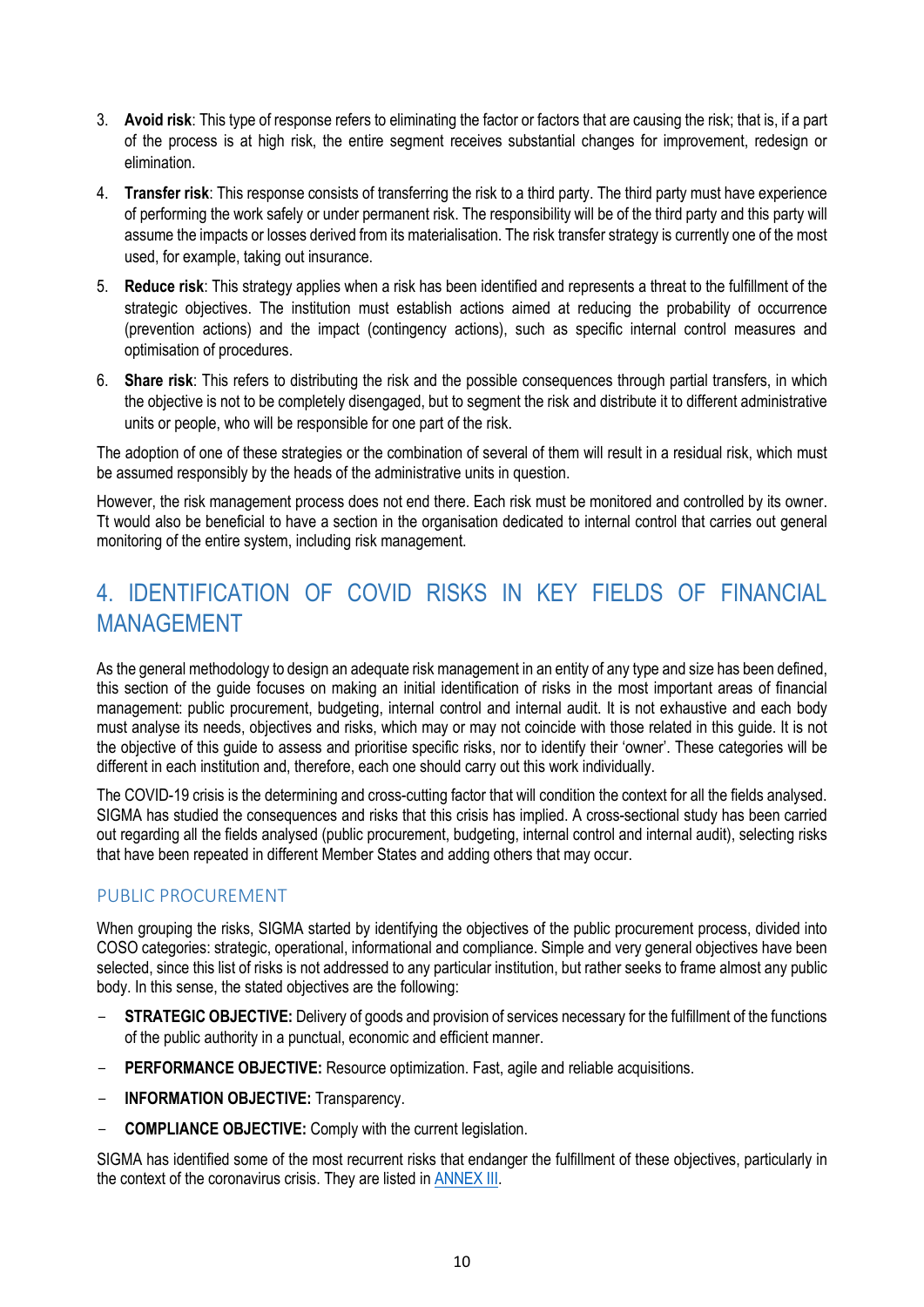3. **Avoid risk**: This type of response refers to eliminating the factor or factors that are causing the risk; that is, if a part of the process is at high risk, the entire segment receives substantial changes for improvement, redesign or elimination.
4. **Transfer risk**: This response consists of transferring the risk to a third party. The third party must have experience of performing the work safely or under permanent risk. The responsibility will be of the third party and this party will assume the impacts or losses derived from its materialisation. The risk transfer strategy is currently one of the most used, for example, taking out insurance.
5. **Reduce risk**: This strategy applies when a risk has been identified and represents a threat to the fulfillment of the strategic objectives. The institution must establish actions aimed at reducing the probability of occurrence (prevention actions) and the impact (contingency actions), such as specific internal control measures and optimisation of procedures.
6. **Share risk**: This refers to distributing the risk and the possible consequences through partial transfers, in which the objective is not to be completely disengaged, but to segment the risk and distribute it to different administrative units or people, who will be responsible for one part of the risk.

The adoption of one of these strategies or the combination of several of them will result in a residual risk, which must be assumed responsibly by the heads of the administrative units in question.

However, the risk management process does not end there. Each risk must be monitored and controlled by its owner. Tt would also be beneficial to have a section in the organisation dedicated to internal control that carries out general monitoring of the entire system, including risk management.

# 4. IDENTIFICATION OF COVID RISKS IN KEY FIELDS OF FINANCIAL MANAGEMENT

As the general methodology to design an adequate risk management in an entity of any type and size has been defined, this section of the guide focuses on making an initial identification of risks in the most important areas of financial management: public procurement, budgeting, internal control and internal audit. It is not exhaustive and each body must analyse its needs, objectives and risks, which may or may not coincide with those related in this guide. It is not the objective of this guide to assess and prioritise specific risks, nor to identify their 'owner'. These categories will be different in each institution and, therefore, each one should carry out this work individually.

The COVID-19 crisis is the determining and cross-cutting factor that will condition the context for all the fields analysed. SIGMA has studied the consequences and risks that this crisis has implied. A cross-sectional study has been carried out regarding all the fields analysed (public procurement, budgeting, internal control and internal audit), selecting risks that have been repeated in different Member States and adding others that may occur.

## PUBLIC PROCUREMENT

When grouping the risks, SIGMA started by identifying the objectives of the public procurement process, divided into COSO categories: strategic, operational, informational and compliance. Simple and very general objectives have been selected, since this list of risks is not addressed to any particular institution, but rather seeks to frame almost any public body. In this sense, the stated objectives are the following:

- **STRATEGIC OBJECTIVE:** Delivery of goods and provision of services necessary for the fulfillment of the functions of the public authority in a punctual, economic and efficient manner.
- **PERFORMANCE OBJECTIVE:** Resource optimization. Fast, agile and reliable acquisitions.
- **INFORMATION OBJECTIVE:** Transparency.
- **COMPLIANCE OBJECTIVE:** Comply with the current legislation.

SIGMA has identified some of the most recurrent risks that endanger the fulfillment of these objectives, particularly in the context of the coronavirus crisis. They are listed in ANNEX III.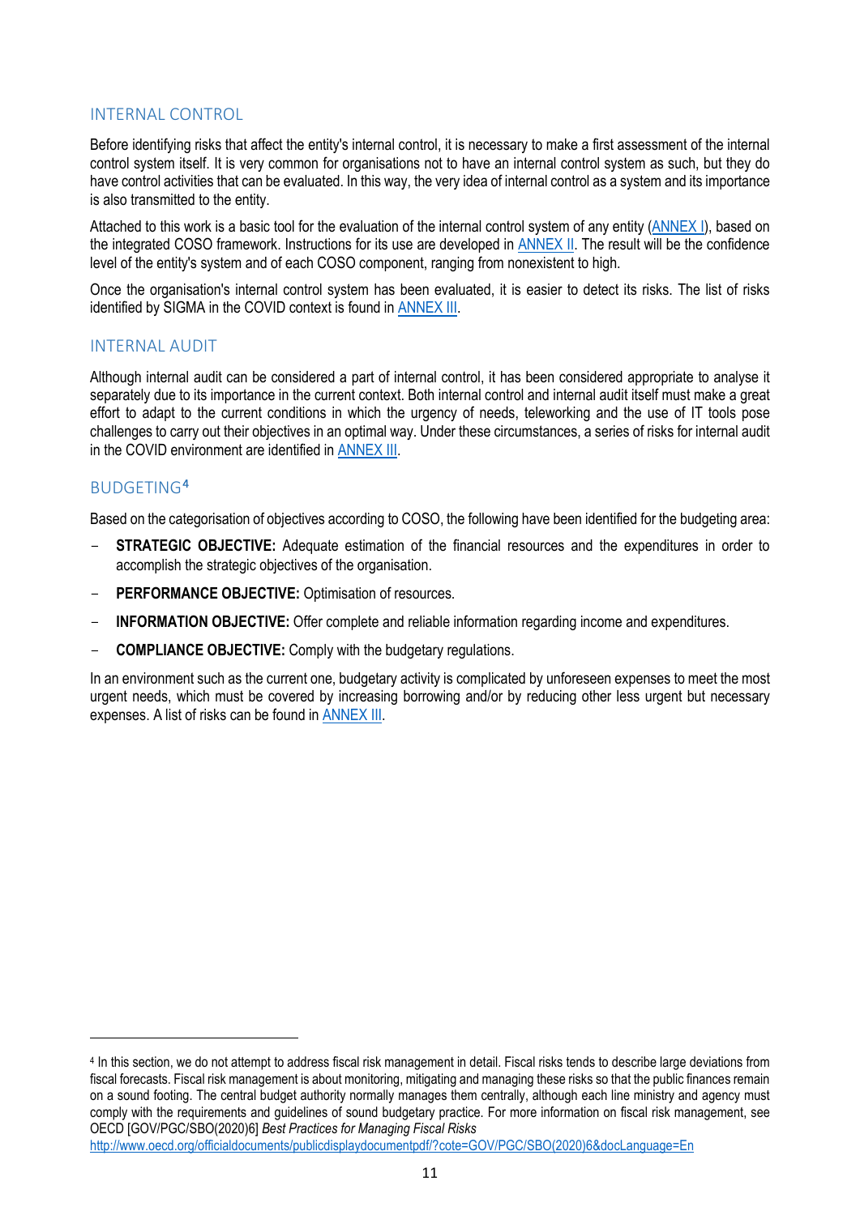## INTERNAL CONTROL

Before identifying risks that affect the entity's internal control, it is necessary to make a first assessment of the internal control system itself. It is very common for organisations not to have an internal control system as such, but they do have control activities that can be evaluated. In this way, the very idea of internal control as a system and its importance is also transmitted to the entity.

Attached to this work is a basic tool for the evaluation of the internal control system of any entity (ANNEX I), based on the integrated COSO framework. Instructions for its use are developed in ANNEX II. The result will be the confidence level of the entity's system and of each COSO component, ranging from nonexistent to high.

Once the organisation's internal control system has been evaluated, it is easier to detect its risks. The list of risks identified by SIGMA in the COVID context is found in ANNEX III.

## INTERNAL AUDIT

Although internal audit can be considered a part of internal control, it has been considered appropriate to analyse it separately due to its importance in the current context. Both internal control and internal audit itself must make a great effort to adapt to the current conditions in which the urgency of needs, teleworking and the use of IT tools pose challenges to carry out their objectives in an optimal way. Under these circumstances, a series of risks for internal audit in the COVID environment are identified in ANNEX III.

## BUDGETING[4]

Based on the categorisation of objectives according to COSO, the following have been identified for the budgeting area:

- **STRATEGIC OBJECTIVE:** Adequate estimation of the financial resources and the expenditures in order to accomplish the strategic objectives of the organisation.
- **PERFORMANCE OBJECTIVE:** Optimisation of resources.
- **INFORMATION OBJECTIVE:** Offer complete and reliable information regarding income and expenditures.
- **COMPLIANCE OBJECTIVE:** Comply with the budgetary regulations.

In an environment such as the current one, budgetary activity is complicated by unforeseen expenses to meet the most urgent needs, which must be covered by increasing borrowing and/or by reducing other less urgent but necessary expenses. A list of risks can be found in ANNEX III.

---

[4] In this section, we do not attempt to address fiscal risk management in detail. Fiscal risks tends to describe large deviations from fiscal forecasts. Fiscal risk management is about monitoring, mitigating and managing these risks so that the public finances remain on a sound footing. The central budget authority normally manages them centrally, although each line ministry and agency must comply with the requirements and guidelines of sound budgetary practice. For more information on fiscal risk management, see OECD [GOV/PGC/SBO(2020)6] *Best Practices for Managing Fiscal Risks* http://www.oecd.org/officialdocuments/publicdisplaydocumentpdf/?cote=GOV/PGC/SBO(2020)6&docLanguage=En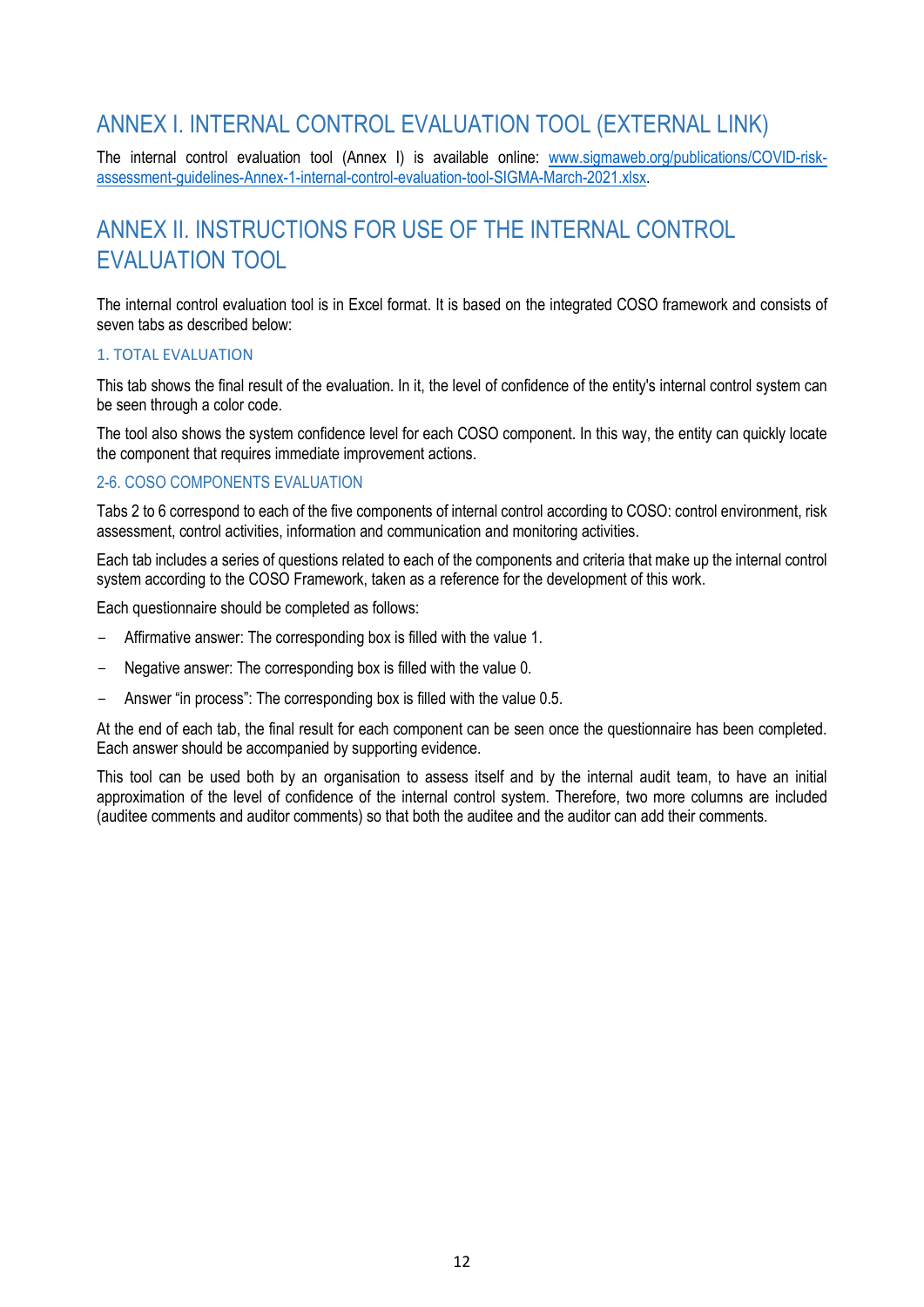# ANNEX I. INTERNAL CONTROL EVALUATION TOOL (EXTERNAL LINK)

The internal control evaluation tool (Annex I) is available online: [www.sigmaweb.org/publications/COVID-risk-assessment-guidelines-Annex-1-internal-control-evaluation-tool-SIGMA-March-2021.xlsx](www.sigmaweb.org/publications/COVID-risk-assessment-guidelines-Annex-1-internal-control-evaluation-tool-SIGMA-March-2021.xlsx).

# ANNEX II. INSTRUCTIONS FOR USE OF THE INTERNAL CONTROL EVALUATION TOOL

The internal control evaluation tool is in Excel format. It is based on the integrated COSO framework and consists of seven tabs as described below:

### 1. TOTAL EVALUATION

This tab shows the final result of the evaluation. In it, the level of confidence of the entity's internal control system can be seen through a color code.

The tool also shows the system confidence level for each COSO component. In this way, the entity can quickly locate the component that requires immediate improvement actions.

### 2-6. COSO COMPONENTS EVALUATION

Tabs 2 to 6 correspond to each of the five components of internal control according to COSO: control environment, risk assessment, control activities, information and communication and monitoring activities.

Each tab includes a series of questions related to each of the components and criteria that make up the internal control system according to the COSO Framework, taken as a reference for the development of this work.

Each questionnaire should be completed as follows:

- Affirmative answer: The corresponding box is filled with the value 1.
- Negative answer: The corresponding box is filled with the value 0.
- Answer "in process": The corresponding box is filled with the value 0.5.

At the end of each tab, the final result for each component can be seen once the questionnaire has been completed. Each answer should be accompanied by supporting evidence.

This tool can be used both by an organisation to assess itself and by the internal audit team, to have an initial approximation of the level of confidence of the internal control system. Therefore, two more columns are included (auditee comments and auditor comments) so that both the auditee and the auditor can add their comments.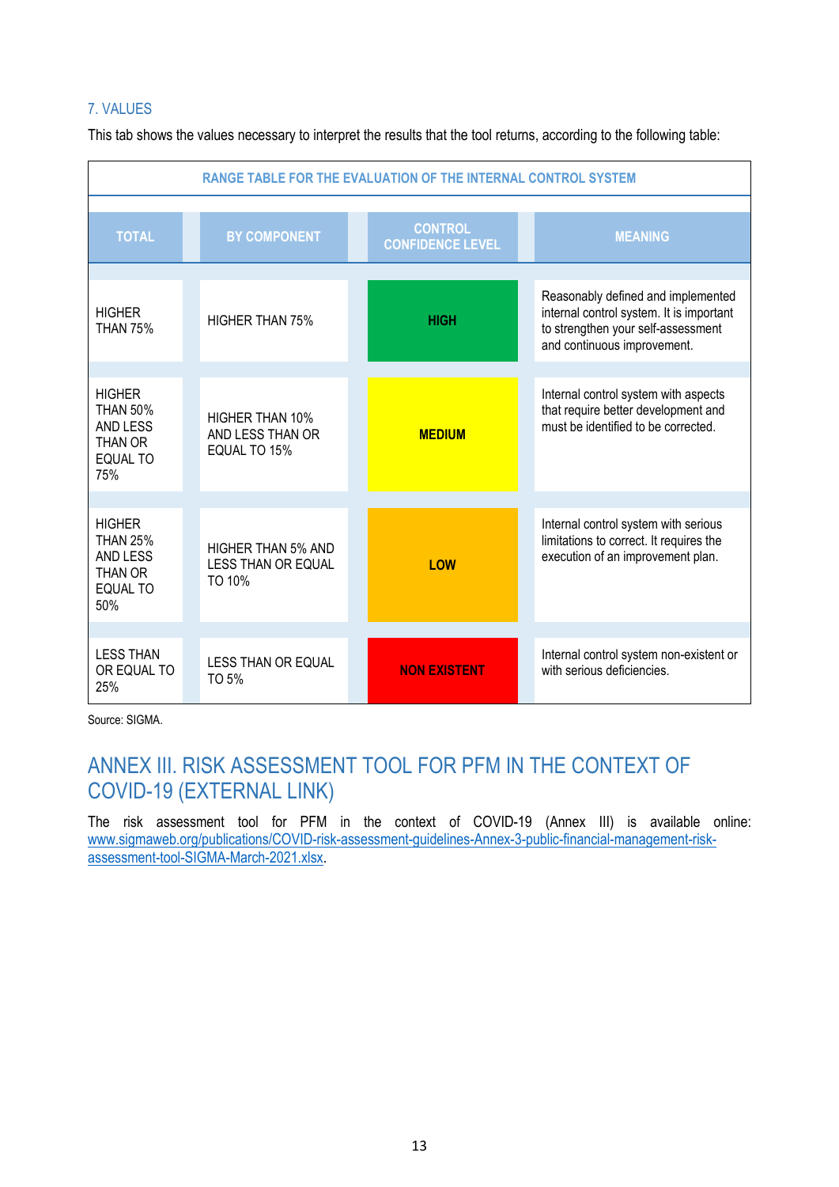### 7. VALUES

This tab shows the values necessary to interpret the results that the tool returns, according to the following table:

| RANGE TABLE FOR THE EVALUATION OF THE INTERNAL CONTROL SYSTEM | | | |
|---|---|---|---|
| **TOTAL** | **BY COMPONENT** | **CONTROL CONFIDENCE LEVEL** | **MEANING** |
| HIGHER THAN 75% | HIGHER THAN 75% | **HIGH** | Reasonably defined and implemented internal control system. It is important to strengthen your self-assessment and continuous improvement. |
| HIGHER THAN 50% AND LESS THAN OR EQUAL TO 75% | HIGHER THAN 10% AND LESS THAN OR EQUAL TO 15% | **MEDIUM** | Internal control system with aspects that require better development and must be identified to be corrected. |
| HIGHER THAN 25% AND LESS THAN OR EQUAL TO 50% | HIGHER THAN 5% AND LESS THAN OR EQUAL TO 10% | **LOW** | Internal control system with serious limitations to correct. It requires the execution of an improvement plan. |
| LESS THAN OR EQUAL TO 25% | LESS THAN OR EQUAL TO 5% | **NON EXISTENT** | Internal control system non-existent or with serious deficiencies. |

Source: SIGMA.

# ANNEX III. RISK ASSESSMENT TOOL FOR PFM IN THE CONTEXT OF COVID-19 (EXTERNAL LINK)

The risk assessment tool for PFM in the context of COVID-19 (Annex III) is available online: www.sigmaweb.org/publications/COVID-risk-assessment-guidelines-Annex-3-public-financial-management-risk-assessment-tool-SIGMA-March-2021.xlsx.